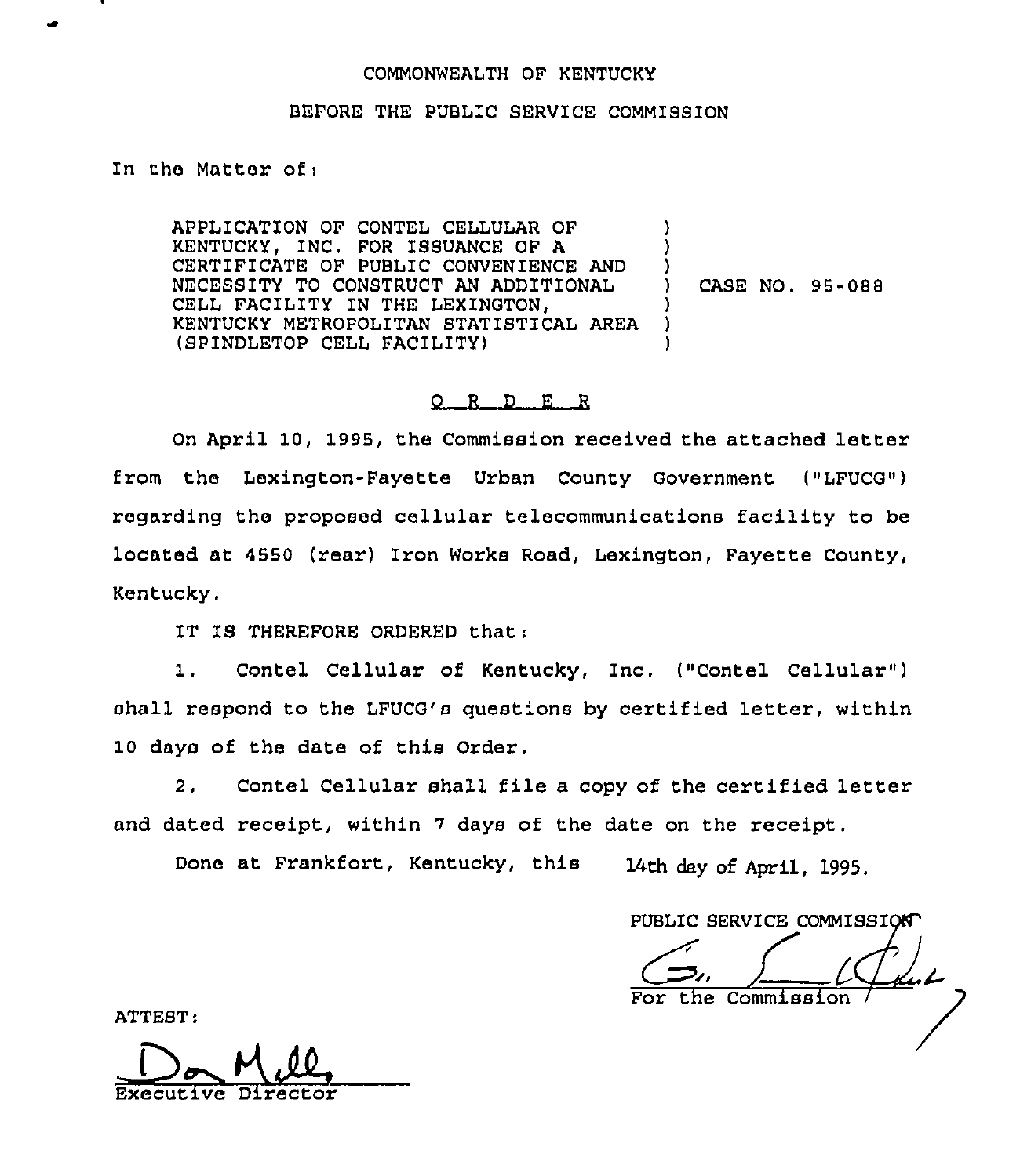COMMONWEALTH OF KENTUCKY

BEFORE THE PUBLIC SERVICE COMMISSION

In the Matter of:

| | | |
|---|---|---|
| APPLICATION OF CONTEL CELLULAR OF KENTUCKY, INC. FOR ISSUANCE OF A CERTIFICATE OF PUBLIC CONVENIENCE AND NECESSITY TO CONSTRUCT AN ADDITIONAL CELL FACILITY IN THE LEXINGTON, KENTUCKY METROPOLITAN STATISTICAL AREA (SPINDLETOP CELL FACILITY) | ) | CASE NO. 95-088 |

O R D E R

On April 10, 1995, the Commission received the attached letter from the Lexington-Fayette Urban County Government ("LFUCG") regarding the proposed cellular telecommunications facility to be located at 4550 (rear) Iron Works Road, Lexington, Fayette County, Kentucky.

IT IS THEREFORE ORDERED that:

1. Contel Cellular of Kentucky, Inc. ("Contel Cellular") shall respond to the LFUCG's questions by certified letter, within 10 days of the date of this Order.

2. Contel Cellular shall file a copy of the certified letter and dated receipt, within 7 days of the date on the receipt.

Done at Frankfort, Kentucky, this 14th day of April, 1995.

PUBLIC SERVICE COMMISSION

For the Commission

ATTEST:

Executive Director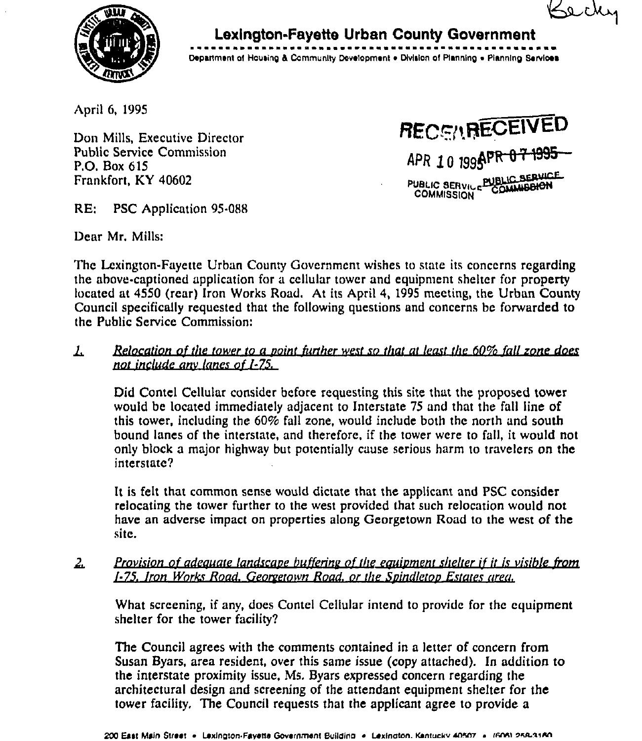Becky

# Lexington-Fayette Urban County Government

Department of Housing & Community Development • Division of Planning • Planning Services

April 6, 1995

RECEIVED
APR 10 1995
PUBLIC SERVICE COMMISSION

RECEIVED
APR 07 1995
PUBLIC SERVICE COMMISSION

Don Mills, Executive Director
Public Service Commission
P.O. Box 615
Frankfort, KY 40602

RE: PSC Application 95-088

Dear Mr. Mills:

The Lexington-Fayette Urban County Government wishes to state its concerns regarding the above-captioned application for a cellular tower and equipment shelter for property located at 4550 (rear) Iron Works Road. At its April 4, 1995 meeting, the Urban County Council specifically requested that the following questions and concerns be forwarded to the Public Service Commission:

1. *Relocation of the tower to a point further west so that at least the 60% fall zone does not include any lanes of I-75.*

   Did Contel Cellular consider before requesting this site that the proposed tower would be located immediately adjacent to Interstate 75 and that the fall line of this tower, including the 60% fall zone, would include both the north and south bound lanes of the interstate, and therefore, if the tower were to fall, it would not only block a major highway but potentially cause serious harm to travelers on the interstate?

   It is felt that common sense would dictate that the applicant and PSC consider relocating the tower further to the west provided that such relocation would not have an adverse impact on properties along Georgetown Road to the west of the site.

2. *Provision of adequate landscape buffering of the equipment shelter if it is visible from I-75, Iron Works Road, Georgetown Road, or the Spindletop Estates area.*

   What screening, if any, does Contel Cellular intend to provide for the equipment shelter for the tower facility?

   The Council agrees with the comments contained in a letter of concern from Susan Byars, area resident, over this same issue (copy attached). In addition to the interstate proximity issue, Ms. Byars expressed concern regarding the architectural design and screening of the attendant equipment shelter for the tower facility. The Council requests that the applicant agree to provide a

200 East Main Street • Lexington-Fayette Government Building • Lexington, Kentucky 40507 • (606) 258-3160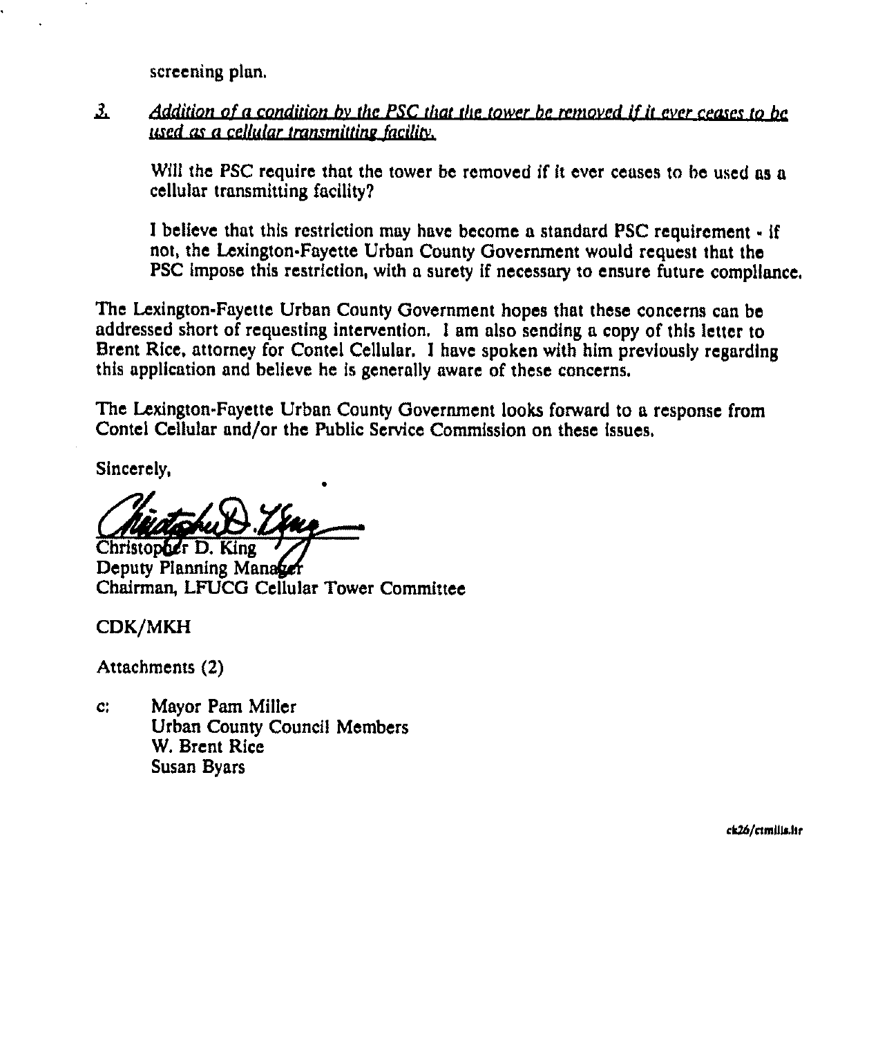screening plan.

3. *Addition of a condition by the PSC that the tower be removed if it ever ceases to be used as a cellular transmitting facility.*

   Will the PSC require that the tower be removed if it ever ceases to be used as a cellular transmitting facility?

   I believe that this restriction may have become a standard PSC requirement - if not, the Lexington-Fayette Urban County Government would request that the PSC impose this restriction, with a surety if necessary to ensure future compliance.

The Lexington-Fayette Urban County Government hopes that these concerns can be addressed short of requesting intervention. I am also sending a copy of this letter to Brent Rice, attorney for Contel Cellular. I have spoken with him previously regarding this application and believe he is generally aware of these concerns.

The Lexington-Fayette Urban County Government looks forward to a response from Contel Cellular and/or the Public Service Commission on these issues.

Sincerely,

Christopher D. King
Deputy Planning Manager
Chairman, LFUCG Cellular Tower Committee

CDK/MKH

Attachments (2)

c: Mayor Pam Miller
Urban County Council Members
W. Brent Rice
Susan Byars

ck26/ctmills.ltr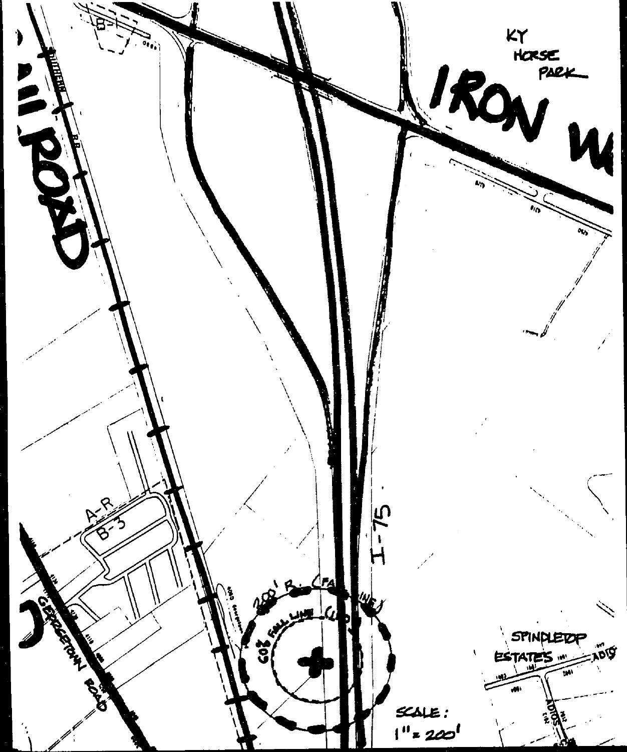KY HORSE PARK

IRON W

ROAD

B.R.

A-R

B-3

GEORGETOWN ROAD

I-75

200' R. (FALL LINE)

60% FALL LINE (1.5)

SPINDLETOP ESTATES

ADIOS

SCALE: 1" = 200'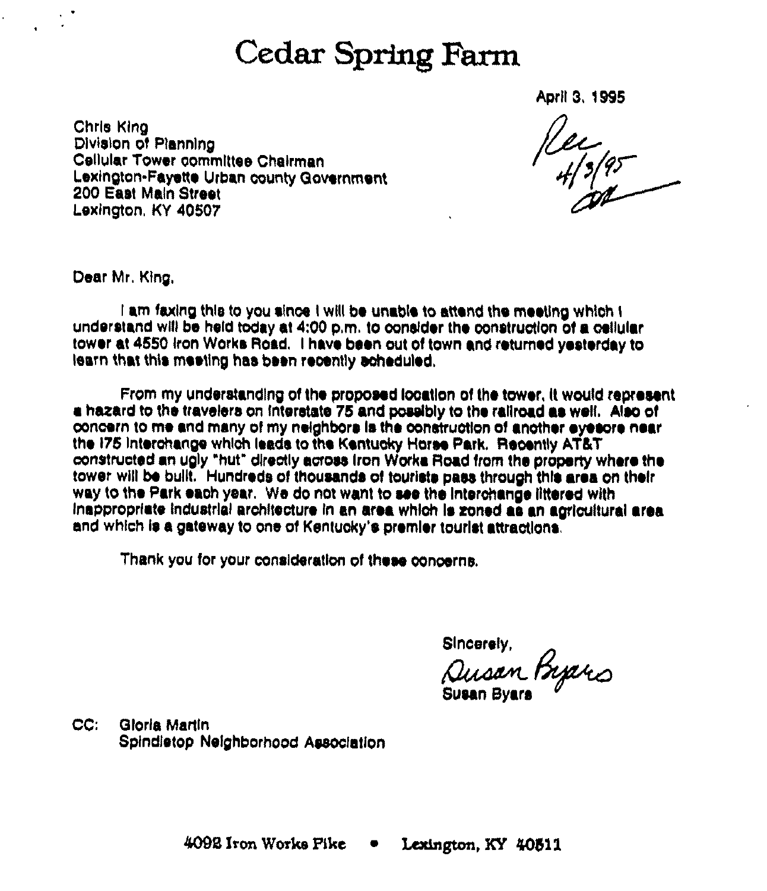// Cedar Spring Farm

April 3, 1995

Rec 4/3/95

Chris King
Division of Planning
Cellular Tower committee Chairman
Lexington-Fayette Urban county Government
200 East Main Street
Lexington, KY 40507

Dear Mr. King,

I am faxing this to you since I will be unable to attend the meeting which I understand will be held today at 4:00 p.m. to consider the construction of a cellular tower at 4550 Iron Works Road. I have been out of town and returned yesterday to learn that this meeting has been recently scheduled.

From my understanding of the proposed location of the tower, it would represent a hazard to the travelers on Interstate 75 and possibly to the railroad as well. Also of concern to me and many of my neighbors is the construction of another eyesore near the I75 Interchange which leads to the Kentucky Horse Park. Recently AT&T constructed an ugly "hut" directly across Iron Works Road from the property where the tower will be built. Hundreds of thousands of tourists pass through this area on their way to the Park each year. We do not want to see the Interchange littered with inappropriate industrial architecture in an area which is zoned as an agricultural area and which is a gateway to one of Kentucky's premier tourist attractions.

Thank you for your consideration of these concerns.

Sincerely,

Susan Byars

Susan Byars

CC: Gloria Martin
Spindletop Neighborhood Association

4098 Iron Works Pike • Lexington, KY 40511